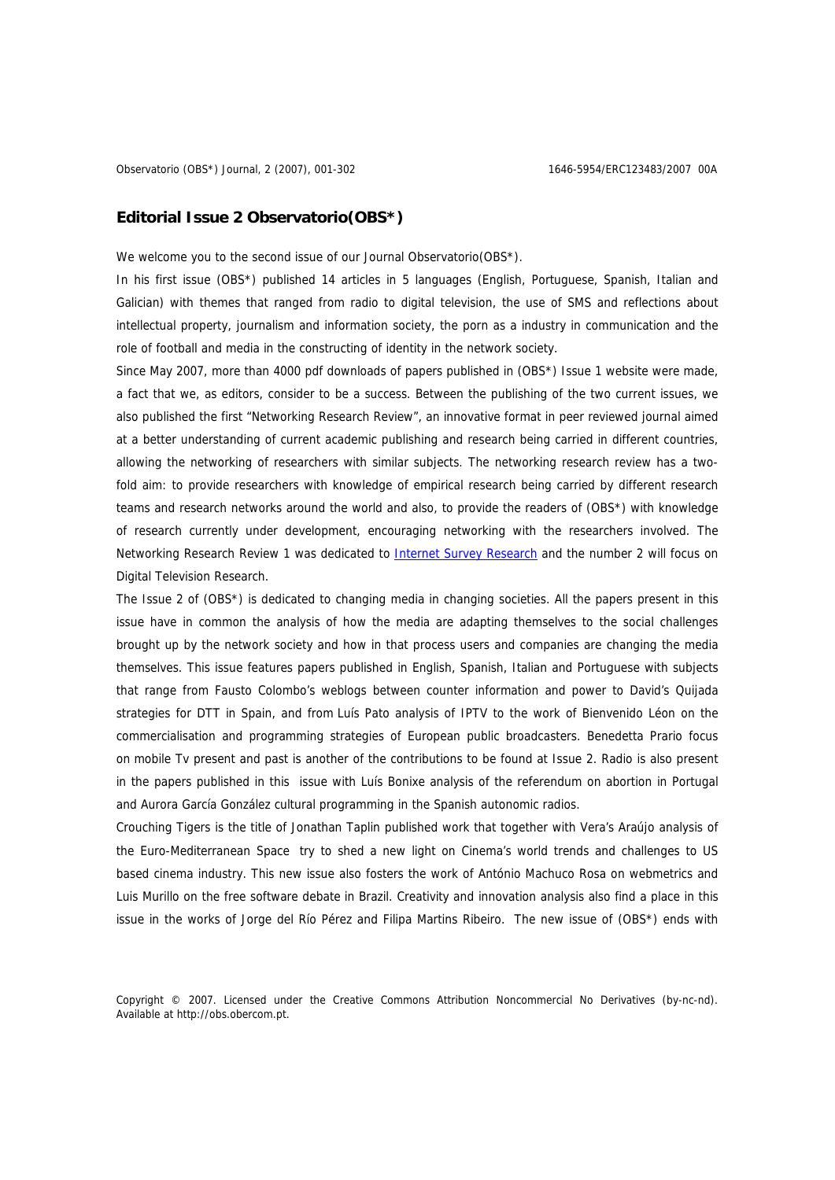## Editorial Issue 2 Observatorio(OBS*)

We welcome you to the second issue of our Journal Observatorio(OBS*).

In his first issue (OBS*) published 14 articles in 5 languages (English, Portuguese, Spanish, Italian and Galician) with themes that ranged from radio to digital television, the use of SMS and reflections about intellectual property, journalism and information society, the porn as a industry in communication and the role of football and media in the constructing of identity in the network society.

Since May 2007, more than 4000 pdf downloads of papers published in (OBS*) Issue 1 website were made, a fact that we, as editors, consider to be a success. Between the publishing of the two current issues, we also published the first "Networking Research Review", an innovative format in peer reviewed journal aimed at a better understanding of current academic publishing and research being carried in different countries, allowing the networking of researchers with similar subjects. The networking research review has a two-fold aim: to provide researchers with knowledge of empirical research being carried by different research teams and research networks around the world and also, to provide the readers of (OBS*) with knowledge of research currently under development, encouraging networking with the researchers involved. The Networking Research Review 1 was dedicated to Internet Survey Research and the number 2 will focus on Digital Television Research.

The Issue 2 of (OBS*) is dedicated to changing media in changing societies. All the papers present in this issue have in common the analysis of how the media are adapting themselves to the social challenges brought up by the network society and how in that process users and companies are changing the media themselves. This issue features papers published in English, Spanish, Italian and Portuguese with subjects that range from Fausto Colombo's weblogs between counter information and power to David's Quijada strategies for DTT in Spain, and from Luís Pato analysis of IPTV to the work of Bienvenido Léon on the commercialisation and programming strategies of European public broadcasters. Benedetta Prario focus on mobile Tv present and past is another of the contributions to be found at Issue 2. Radio is also present in the papers published in this issue with Luís Bonixe analysis of the referendum on abortion in Portugal and Aurora García González cultural programming in the Spanish autonomic radios.

Crouching Tigers is the title of Jonathan Taplin published work that together with Vera's Araújo analysis of the Euro-Mediterranean Space try to shed a new light on Cinema's world trends and challenges to US based cinema industry. This new issue also fosters the work of António Machuco Rosa on webmetrics and Luis Murillo on the free software debate in Brazil. Creativity and innovation analysis also find a place in this issue in the works of Jorge del Río Pérez and Filipa Martins Ribeiro. The new issue of (OBS*) ends with

Copyright © 2007. Licensed under the Creative Commons Attribution Noncommercial No Derivatives (by-nc-nd). Available at http://obs.obercom.pt.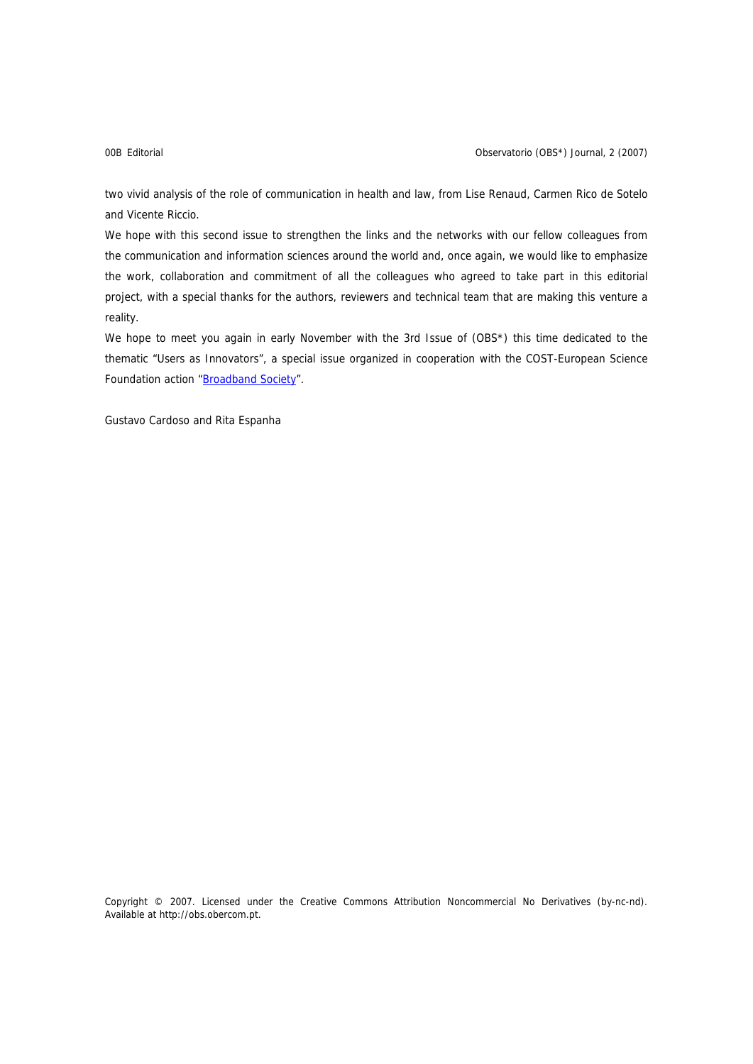two vivid analysis of the role of communication in health and law, from Lise Renaud, Carmen Rico de Sotelo and Vicente Riccio.

We hope with this second issue to strengthen the links and the networks with our fellow colleagues from the communication and information sciences around the world and, once again, we would like to emphasize the work, collaboration and commitment of all the colleagues who agreed to take part in this editorial project, with a special thanks for the authors, reviewers and technical team that are making this venture a reality.

We hope to meet you again in early November with the 3rd Issue of (OBS*) this time dedicated to the thematic "Users as Innovators", a special issue organized in cooperation with the COST-European Science Foundation action "Broadband Society".

Gustavo Cardoso and Rita Espanha

Copyright © 2007. Licensed under the Creative Commons Attribution Noncommercial No Derivatives (by-nc-nd). Available at http://obs.obercom.pt.